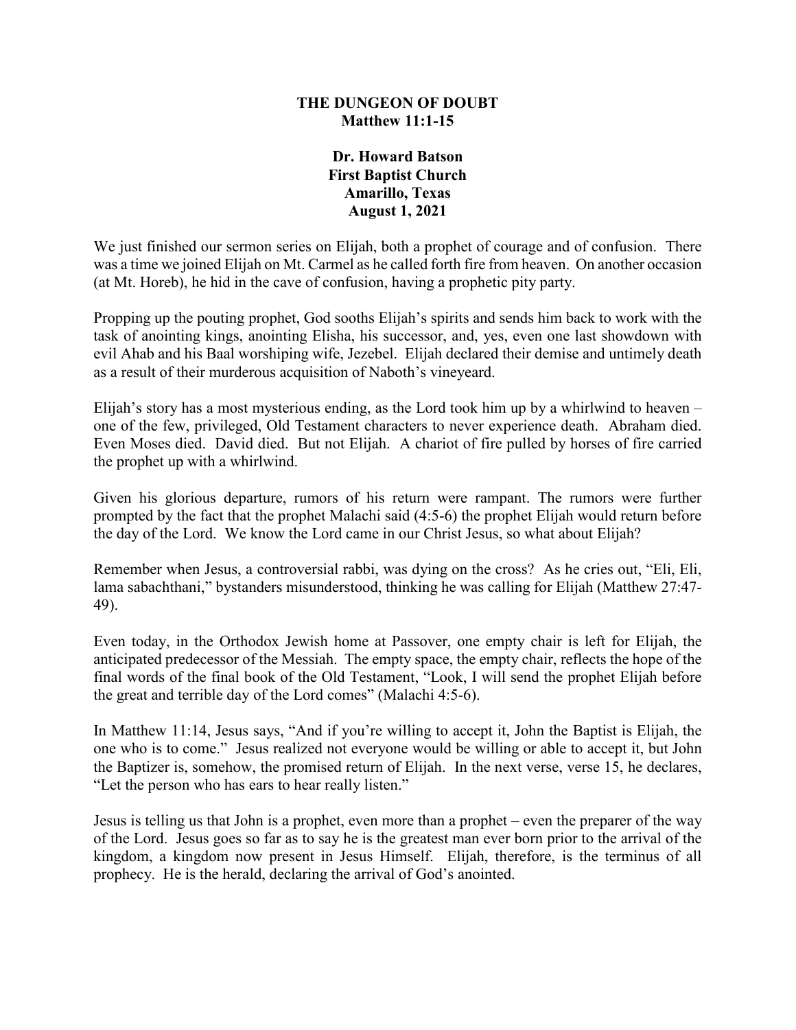**THE DUNGEON OF DOUBT**
**Matthew 11:1-15**

**Dr. Howard Batson**
**First Baptist Church**
**Amarillo, Texas**
**August 1, 2021**

We just finished our sermon series on Elijah, both a prophet of courage and of confusion. There was a time we joined Elijah on Mt. Carmel as he called forth fire from heaven. On another occasion (at Mt. Horeb), he hid in the cave of confusion, having a prophetic pity party.

Propping up the pouting prophet, God sooths Elijah's spirits and sends him back to work with the task of anointing kings, anointing Elisha, his successor, and, yes, even one last showdown with evil Ahab and his Baal worshiping wife, Jezebel. Elijah declared their demise and untimely death as a result of their murderous acquisition of Naboth's vineyeard.

Elijah's story has a most mysterious ending, as the Lord took him up by a whirlwind to heaven – one of the few, privileged, Old Testament characters to never experience death. Abraham died. Even Moses died. David died. But not Elijah. A chariot of fire pulled by horses of fire carried the prophet up with a whirlwind.

Given his glorious departure, rumors of his return were rampant. The rumors were further prompted by the fact that the prophet Malachi said (4:5-6) the prophet Elijah would return before the day of the Lord. We know the Lord came in our Christ Jesus, so what about Elijah?

Remember when Jesus, a controversial rabbi, was dying on the cross? As he cries out, "Eli, Eli, lama sabachthani," bystanders misunderstood, thinking he was calling for Elijah (Matthew 27:47-49).

Even today, in the Orthodox Jewish home at Passover, one empty chair is left for Elijah, the anticipated predecessor of the Messiah. The empty space, the empty chair, reflects the hope of the final words of the final book of the Old Testament, "Look, I will send the prophet Elijah before the great and terrible day of the Lord comes" (Malachi 4:5-6).

In Matthew 11:14, Jesus says, "And if you're willing to accept it, John the Baptist is Elijah, the one who is to come." Jesus realized not everyone would be willing or able to accept it, but John the Baptizer is, somehow, the promised return of Elijah. In the next verse, verse 15, he declares, "Let the person who has ears to hear really listen."

Jesus is telling us that John is a prophet, even more than a prophet – even the preparer of the way of the Lord. Jesus goes so far as to say he is the greatest man ever born prior to the arrival of the kingdom, a kingdom now present in Jesus Himself. Elijah, therefore, is the terminus of all prophecy. He is the herald, declaring the arrival of God's anointed.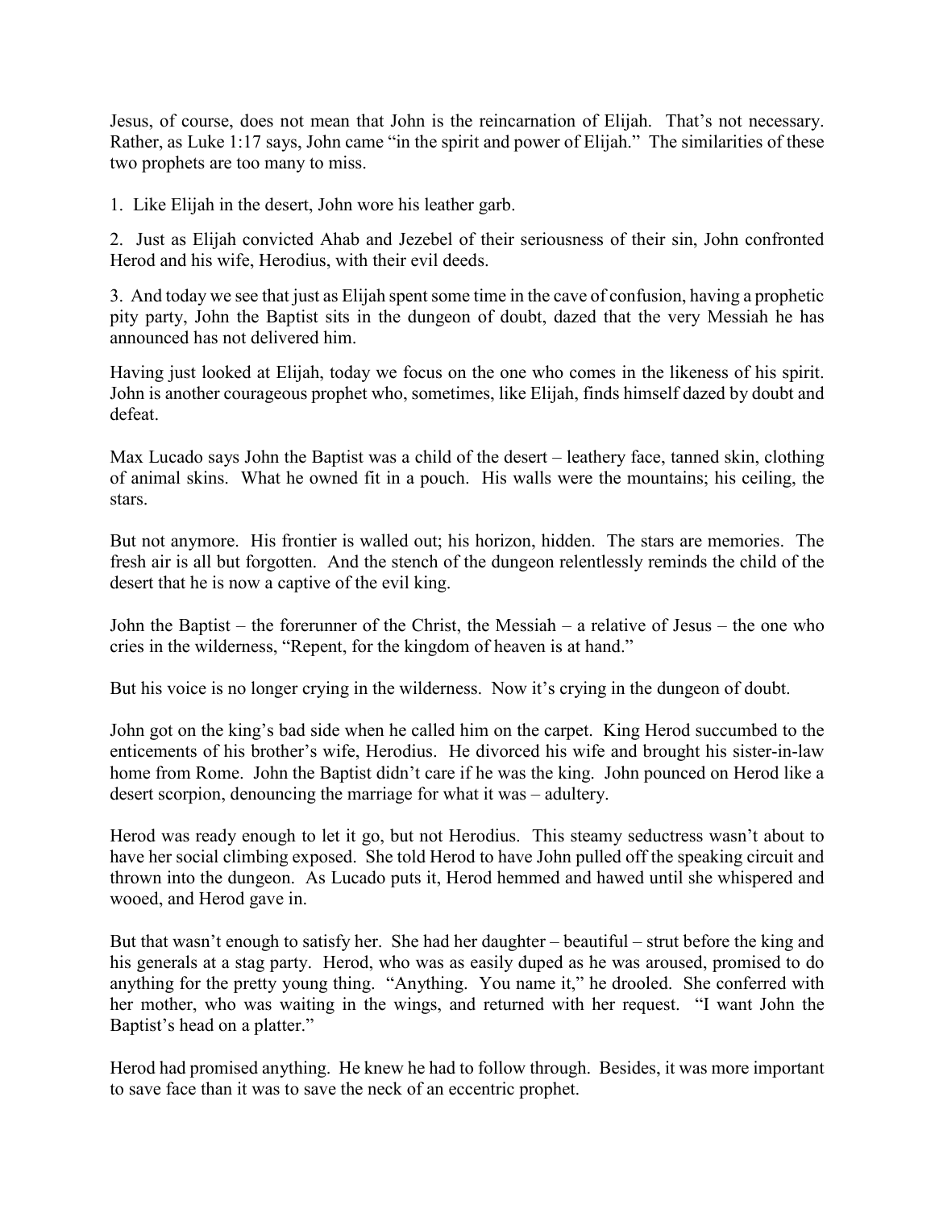Jesus, of course, does not mean that John is the reincarnation of Elijah. That's not necessary. Rather, as Luke 1:17 says, John came "in the spirit and power of Elijah." The similarities of these two prophets are too many to miss.

1. Like Elijah in the desert, John wore his leather garb.

2. Just as Elijah convicted Ahab and Jezebel of their seriousness of their sin, John confronted Herod and his wife, Herodius, with their evil deeds.

3. And today we see that just as Elijah spent some time in the cave of confusion, having a prophetic pity party, John the Baptist sits in the dungeon of doubt, dazed that the very Messiah he has announced has not delivered him.

Having just looked at Elijah, today we focus on the one who comes in the likeness of his spirit. John is another courageous prophet who, sometimes, like Elijah, finds himself dazed by doubt and defeat.

Max Lucado says John the Baptist was a child of the desert – leathery face, tanned skin, clothing of animal skins. What he owned fit in a pouch. His walls were the mountains; his ceiling, the stars.

But not anymore. His frontier is walled out; his horizon, hidden. The stars are memories. The fresh air is all but forgotten. And the stench of the dungeon relentlessly reminds the child of the desert that he is now a captive of the evil king.

John the Baptist – the forerunner of the Christ, the Messiah – a relative of Jesus – the one who cries in the wilderness, "Repent, for the kingdom of heaven is at hand."

But his voice is no longer crying in the wilderness. Now it's crying in the dungeon of doubt.

John got on the king's bad side when he called him on the carpet. King Herod succumbed to the enticements of his brother's wife, Herodius. He divorced his wife and brought his sister-in-law home from Rome. John the Baptist didn't care if he was the king. John pounced on Herod like a desert scorpion, denouncing the marriage for what it was – adultery.

Herod was ready enough to let it go, but not Herodius. This steamy seductress wasn't about to have her social climbing exposed. She told Herod to have John pulled off the speaking circuit and thrown into the dungeon. As Lucado puts it, Herod hemmed and hawed until she whispered and wooed, and Herod gave in.

But that wasn't enough to satisfy her. She had her daughter – beautiful – strut before the king and his generals at a stag party. Herod, who was as easily duped as he was aroused, promised to do anything for the pretty young thing. "Anything. You name it," he drooled. She conferred with her mother, who was waiting in the wings, and returned with her request. "I want John the Baptist's head on a platter."

Herod had promised anything. He knew he had to follow through. Besides, it was more important to save face than it was to save the neck of an eccentric prophet.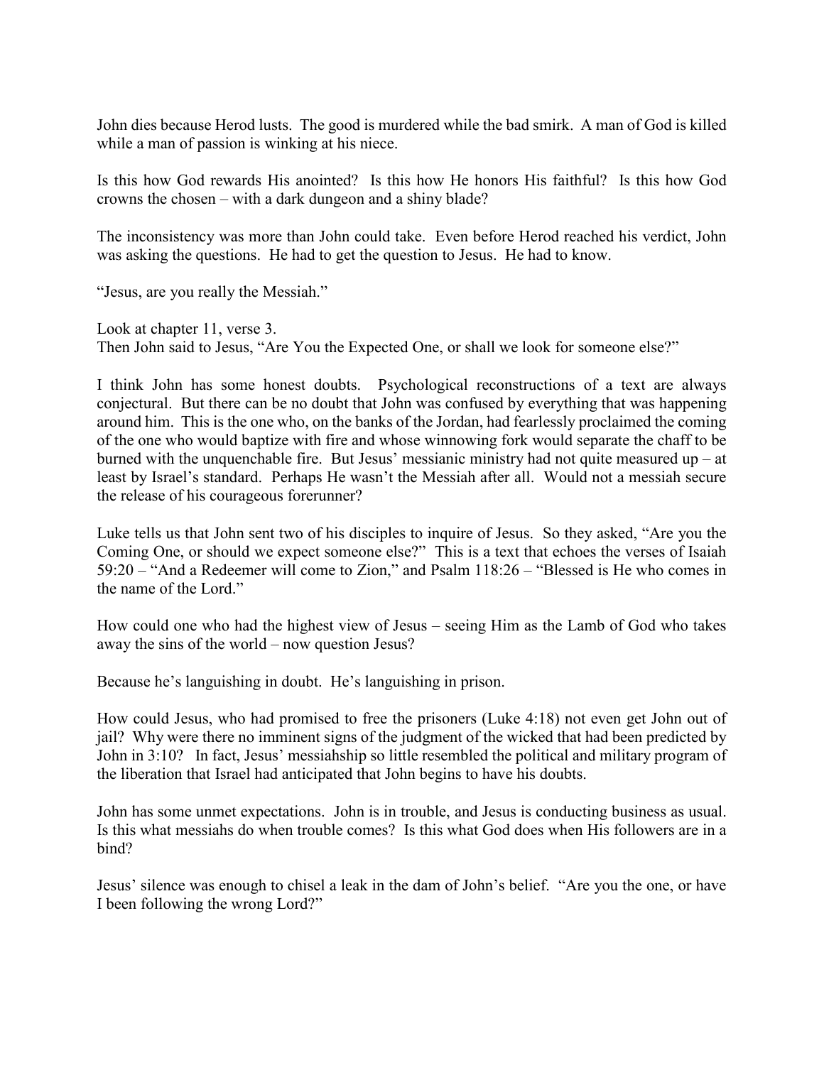John dies because Herod lusts. The good is murdered while the bad smirk. A man of God is killed while a man of passion is winking at his niece.

Is this how God rewards His anointed? Is this how He honors His faithful? Is this how God crowns the chosen – with a dark dungeon and a shiny blade?

The inconsistency was more than John could take. Even before Herod reached his verdict, John was asking the questions. He had to get the question to Jesus. He had to know.

"Jesus, are you really the Messiah."

Look at chapter 11, verse 3.
Then John said to Jesus, "Are You the Expected One, or shall we look for someone else?"

I think John has some honest doubts. Psychological reconstructions of a text are always conjectural. But there can be no doubt that John was confused by everything that was happening around him. This is the one who, on the banks of the Jordan, had fearlessly proclaimed the coming of the one who would baptize with fire and whose winnowing fork would separate the chaff to be burned with the unquenchable fire. But Jesus' messianic ministry had not quite measured up – at least by Israel's standard. Perhaps He wasn't the Messiah after all. Would not a messiah secure the release of his courageous forerunner?

Luke tells us that John sent two of his disciples to inquire of Jesus. So they asked, "Are you the Coming One, or should we expect someone else?" This is a text that echoes the verses of Isaiah 59:20 – "And a Redeemer will come to Zion," and Psalm 118:26 – "Blessed is He who comes in the name of the Lord."

How could one who had the highest view of Jesus – seeing Him as the Lamb of God who takes away the sins of the world – now question Jesus?

Because he's languishing in doubt. He's languishing in prison.

How could Jesus, who had promised to free the prisoners (Luke 4:18) not even get John out of jail? Why were there no imminent signs of the judgment of the wicked that had been predicted by John in 3:10? In fact, Jesus' messiahship so little resembled the political and military program of the liberation that Israel had anticipated that John begins to have his doubts.

John has some unmet expectations. John is in trouble, and Jesus is conducting business as usual. Is this what messiahs do when trouble comes? Is this what God does when His followers are in a bind?

Jesus' silence was enough to chisel a leak in the dam of John's belief. "Are you the one, or have I been following the wrong Lord?"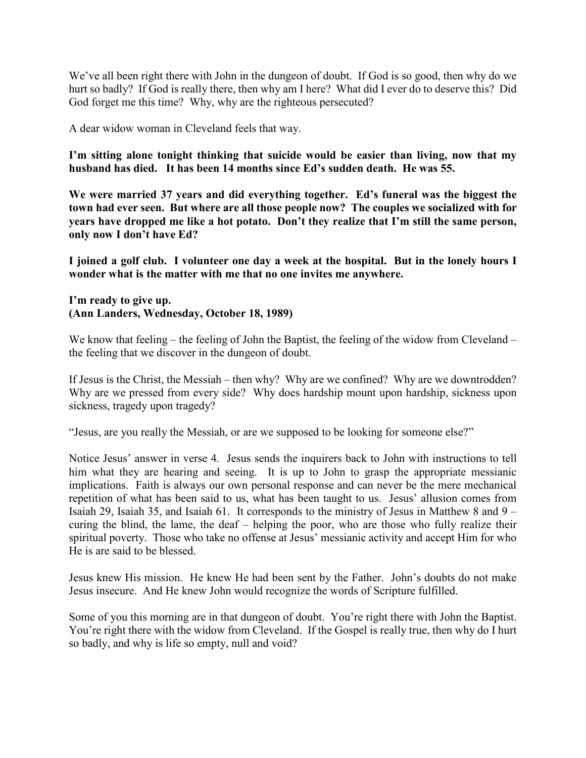We've all been right there with John in the dungeon of doubt. If God is so good, then why do we hurt so badly? If God is really there, then why am I here? What did I ever do to deserve this? Did God forget me this time? Why, why are the righteous persecuted?

A dear widow woman in Cleveland feels that way.

**I'm sitting alone tonight thinking that suicide would be easier than living, now that my husband has died. It has been 14 months since Ed's sudden death. He was 55.**

**We were married 37 years and did everything together. Ed's funeral was the biggest the town had ever seen. But where are all those people now? The couples we socialized with for years have dropped me like a hot potato. Don't they realize that I'm still the same person, only now I don't have Ed?**

**I joined a golf club. I volunteer one day a week at the hospital. But in the lonely hours I wonder what is the matter with me that no one invites me anywhere.**

**I'm ready to give up.**
**(Ann Landers, Wednesday, October 18, 1989)**

We know that feeling – the feeling of John the Baptist, the feeling of the widow from Cleveland – the feeling that we discover in the dungeon of doubt.

If Jesus is the Christ, the Messiah – then why? Why are we confined? Why are we downtrodden? Why are we pressed from every side? Why does hardship mount upon hardship, sickness upon sickness, tragedy upon tragedy?

"Jesus, are you really the Messiah, or are we supposed to be looking for someone else?"

Notice Jesus' answer in verse 4. Jesus sends the inquirers back to John with instructions to tell him what they are hearing and seeing. It is up to John to grasp the appropriate messianic implications. Faith is always our own personal response and can never be the mere mechanical repetition of what has been said to us, what has been taught to us. Jesus' allusion comes from Isaiah 29, Isaiah 35, and Isaiah 61. It corresponds to the ministry of Jesus in Matthew 8 and 9 – curing the blind, the lame, the deaf – helping the poor, who are those who fully realize their spiritual poverty. Those who take no offense at Jesus' messianic activity and accept Him for who He is are said to be blessed.

Jesus knew His mission. He knew He had been sent by the Father. John's doubts do not make Jesus insecure. And He knew John would recognize the words of Scripture fulfilled.

Some of you this morning are in that dungeon of doubt. You're right there with John the Baptist. You're right there with the widow from Cleveland. If the Gospel is really true, then why do I hurt so badly, and why is life so empty, null and void?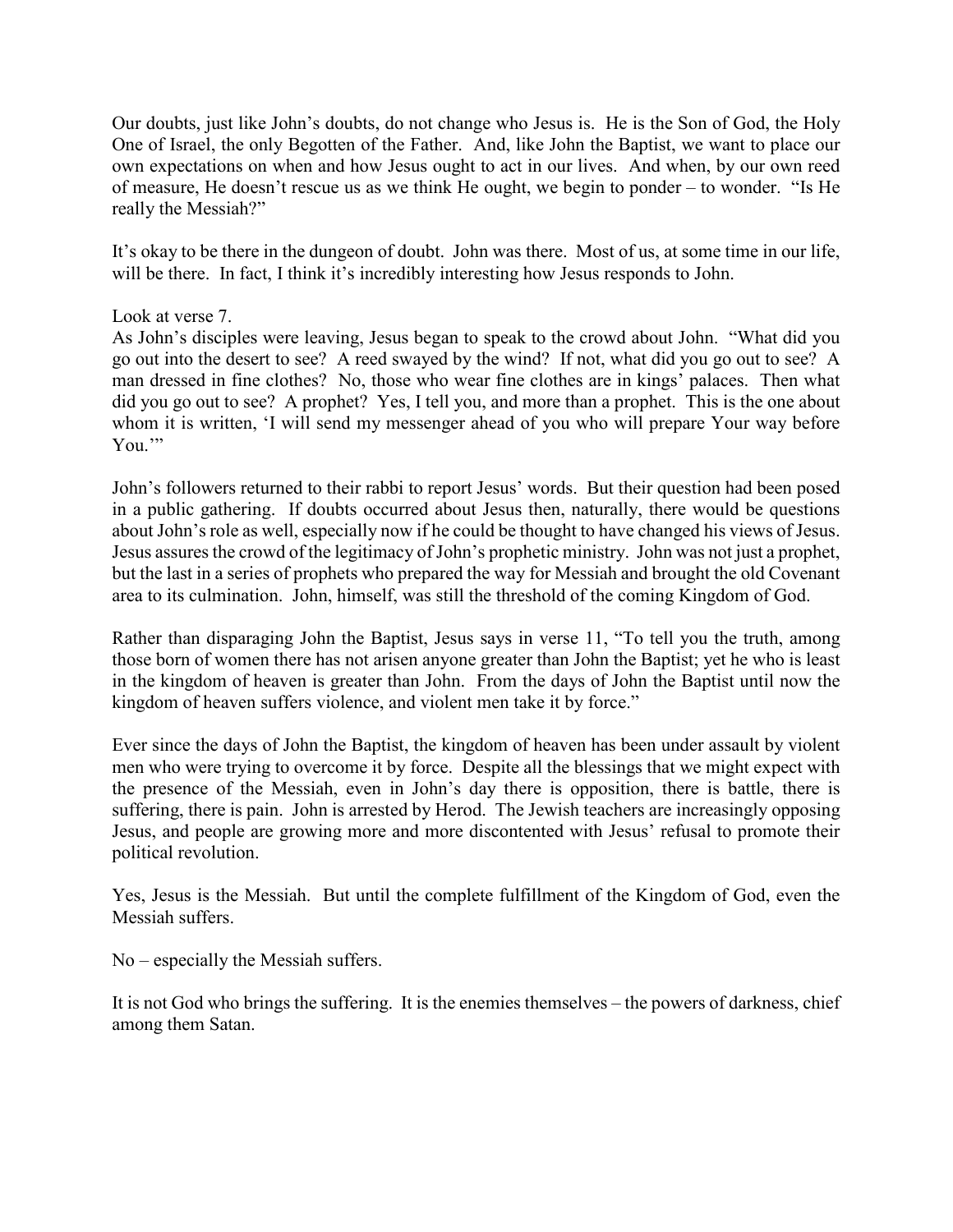Our doubts, just like John's doubts, do not change who Jesus is. He is the Son of God, the Holy One of Israel, the only Begotten of the Father. And, like John the Baptist, we want to place our own expectations on when and how Jesus ought to act in our lives. And when, by our own reed of measure, He doesn't rescue us as we think He ought, we begin to ponder – to wonder. "Is He really the Messiah?"

It's okay to be there in the dungeon of doubt. John was there. Most of us, at some time in our life, will be there. In fact, I think it's incredibly interesting how Jesus responds to John.

Look at verse 7.
As John's disciples were leaving, Jesus began to speak to the crowd about John. "What did you go out into the desert to see? A reed swayed by the wind? If not, what did you go out to see? A man dressed in fine clothes? No, those who wear fine clothes are in kings' palaces. Then what did you go out to see? A prophet? Yes, I tell you, and more than a prophet. This is the one about whom it is written, 'I will send my messenger ahead of you who will prepare Your way before You.'"

John's followers returned to their rabbi to report Jesus' words. But their question had been posed in a public gathering. If doubts occurred about Jesus then, naturally, there would be questions about John's role as well, especially now if he could be thought to have changed his views of Jesus. Jesus assures the crowd of the legitimacy of John's prophetic ministry. John was not just a prophet, but the last in a series of prophets who prepared the way for Messiah and brought the old Covenant area to its culmination. John, himself, was still the threshold of the coming Kingdom of God.

Rather than disparaging John the Baptist, Jesus says in verse 11, "To tell you the truth, among those born of women there has not arisen anyone greater than John the Baptist; yet he who is least in the kingdom of heaven is greater than John. From the days of John the Baptist until now the kingdom of heaven suffers violence, and violent men take it by force."

Ever since the days of John the Baptist, the kingdom of heaven has been under assault by violent men who were trying to overcome it by force. Despite all the blessings that we might expect with the presence of the Messiah, even in John's day there is opposition, there is battle, there is suffering, there is pain. John is arrested by Herod. The Jewish teachers are increasingly opposing Jesus, and people are growing more and more discontented with Jesus' refusal to promote their political revolution.

Yes, Jesus is the Messiah. But until the complete fulfillment of the Kingdom of God, even the Messiah suffers.

No – especially the Messiah suffers.

It is not God who brings the suffering. It is the enemies themselves – the powers of darkness, chief among them Satan.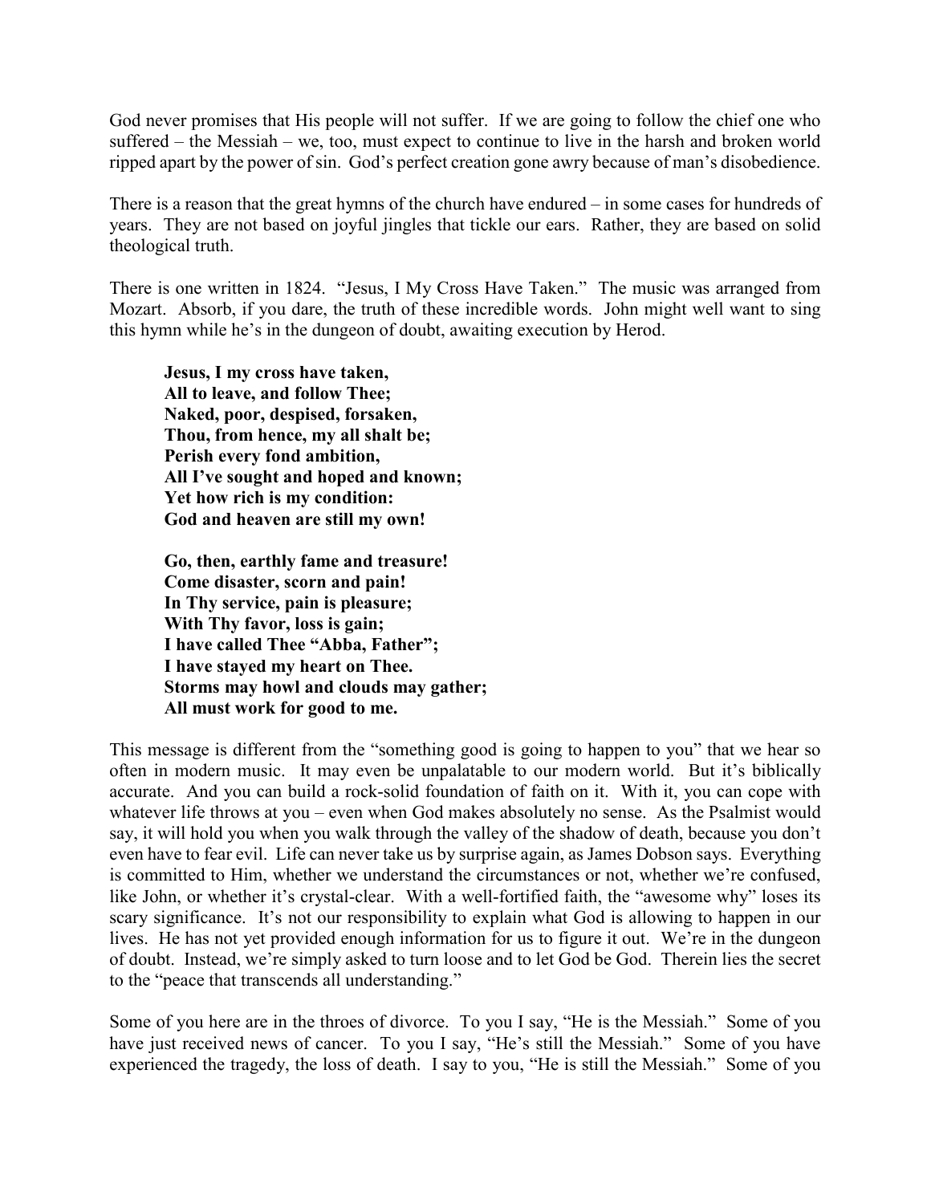God never promises that His people will not suffer. If we are going to follow the chief one who suffered – the Messiah – we, too, must expect to continue to live in the harsh and broken world ripped apart by the power of sin. God's perfect creation gone awry because of man's disobedience.

There is a reason that the great hymns of the church have endured – in some cases for hundreds of years. They are not based on joyful jingles that tickle our ears. Rather, they are based on solid theological truth.

There is one written in 1824. "Jesus, I My Cross Have Taken." The music was arranged from Mozart. Absorb, if you dare, the truth of these incredible words. John might well want to sing this hymn while he's in the dungeon of doubt, awaiting execution by Herod.

> **Jesus, I my cross have taken,**
> **All to leave, and follow Thee;**
> **Naked, poor, despised, forsaken,**
> **Thou, from hence, my all shalt be;**
> **Perish every fond ambition,**
> **All I've sought and hoped and known;**
> **Yet how rich is my condition:**
> **God and heaven are still my own!**
>
> **Go, then, earthly fame and treasure!**
> **Come disaster, scorn and pain!**
> **In Thy service, pain is pleasure;**
> **With Thy favor, loss is gain;**
> **I have called Thee "Abba, Father";**
> **I have stayed my heart on Thee.**
> **Storms may howl and clouds may gather;**
> **All must work for good to me.**

This message is different from the "something good is going to happen to you" that we hear so often in modern music. It may even be unpalatable to our modern world. But it's biblically accurate. And you can build a rock-solid foundation of faith on it. With it, you can cope with whatever life throws at you – even when God makes absolutely no sense. As the Psalmist would say, it will hold you when you walk through the valley of the shadow of death, because you don't even have to fear evil. Life can never take us by surprise again, as James Dobson says. Everything is committed to Him, whether we understand the circumstances or not, whether we're confused, like John, or whether it's crystal-clear. With a well-fortified faith, the "awesome why" loses its scary significance. It's not our responsibility to explain what God is allowing to happen in our lives. He has not yet provided enough information for us to figure it out. We're in the dungeon of doubt. Instead, we're simply asked to turn loose and to let God be God. Therein lies the secret to the "peace that transcends all understanding."

Some of you here are in the throes of divorce. To you I say, "He is the Messiah." Some of you have just received news of cancer. To you I say, "He's still the Messiah." Some of you have experienced the tragedy, the loss of death. I say to you, "He is still the Messiah." Some of you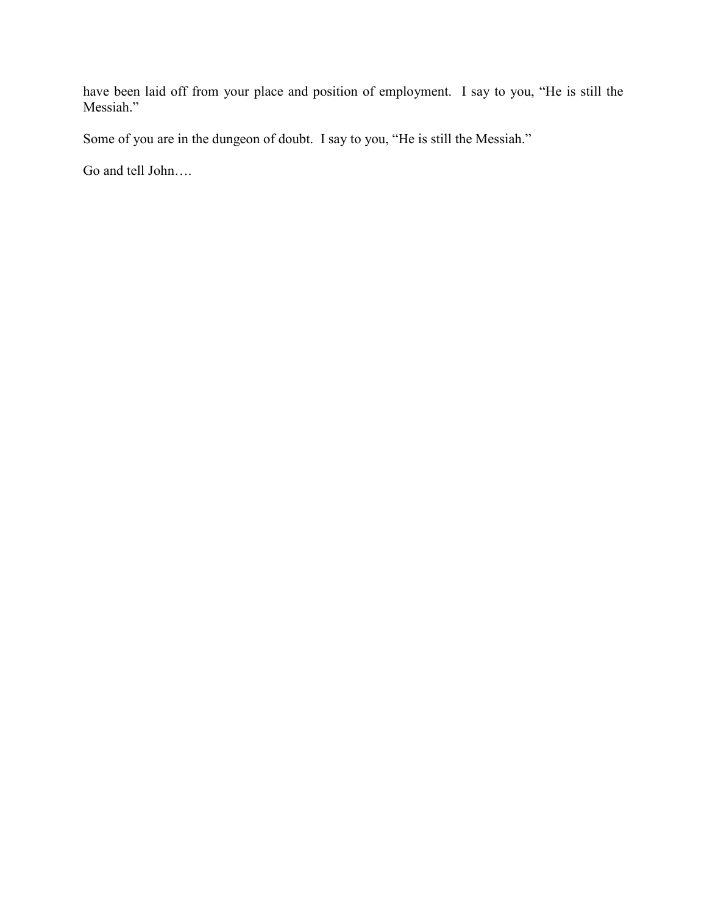have been laid off from your place and position of employment. I say to you, "He is still the Messiah."

Some of you are in the dungeon of doubt. I say to you, "He is still the Messiah."

Go and tell John….